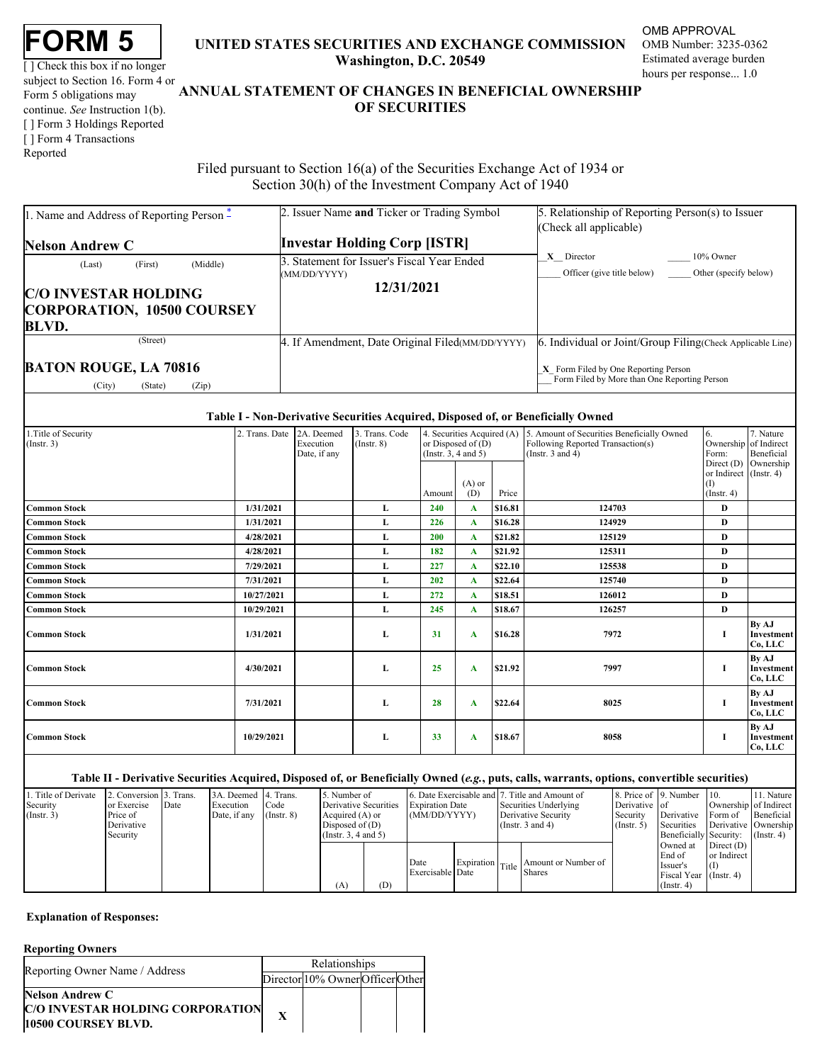# FORM 5

[ ] Check this box if no longer subject to Section 16. Form 4 or Form 5 obligations may continue. *See* Instruction 1(b).
[ ] Form 3 Holdings Reported
[ ] Form 4 Transactions Reported

**UNITED STATES SECURITIES AND EXCHANGE COMMISSION**
**Washington, D.C. 20549**

OMB APPROVAL
OMB Number: 3235-0362
Estimated average burden hours per response... 1.0

## ANNUAL STATEMENT OF CHANGES IN BENEFICIAL OWNERSHIP OF SECURITIES

Filed pursuant to Section 16(a) of the Securities Exchange Act of 1934 or Section 30(h) of the Investment Company Act of 1940

| 1. Name and Address of Reporting Person * | 2. Issuer Name **and** Ticker or Trading Symbol | 5. Relationship of Reporting Person(s) to Issuer (Check all applicable) |
|---|---|---|
| **Nelson Andrew C** (Last) (First) (Middle) | **Investar Holding Corp [ISTR]** | _X_ Director ___ 10% Owner |
| **C/O INVESTAR HOLDING CORPORATION, 10500 COURSEY BLVD.** (Street) | 3. Statement for Issuer's Fiscal Year Ended (MM/DD/YYYY) **12/31/2021** | ___ Officer (give title below) ___ Other (specify below) |
| **BATON ROUGE, LA 70816** (City) (State) (Zip) | 4. If Amendment, Date Original Filed(MM/DD/YYYY) | 6. Individual or Joint/Group Filing(Check Applicable Line) _X_ Form Filed by One Reporting Person ___ Form Filed by More than One Reporting Person |

### Table I - Non-Derivative Securities Acquired, Disposed of, or Beneficially Owned

| 1.Title of Security (Instr. 3) | 2. Trans. Date | 2A. Deemed Execution Date, if any | 3. Trans. Code (Instr. 8) | 4. Securities Acquired (A) or Disposed of (D) (Instr. 3, 4 and 5) | | | 5. Amount of Securities Beneficially Owned Following Reported Transaction(s) (Instr. 3 and 4) | 6. Ownership Form: Direct (D) or Indirect (I) (Instr. 4) | 7. Nature of Indirect Beneficial Ownership (Instr. 4) |
|---|---|---|---|---|---|---|---|---|---|
| | | | | Amount | (A) or (D) | Price | | | |
| **Common Stock** | **1/31/2021** | | **L** | **240** | **A** | **$16.81** | **124703** | **D** | |
| **Common Stock** | **1/31/2021** | | **L** | **226** | **A** | **$16.28** | **124929** | **D** | |
| **Common Stock** | **4/28/2021** | | **L** | **200** | **A** | **$21.82** | **125129** | **D** | |
| **Common Stock** | **4/28/2021** | | **L** | **182** | **A** | **$21.92** | **125311** | **D** | |
| **Common Stock** | **7/29/2021** | | **L** | **227** | **A** | **$22.10** | **125538** | **D** | |
| **Common Stock** | **7/31/2021** | | **L** | **202** | **A** | **$22.64** | **125740** | **D** | |
| **Common Stock** | **10/27/2021** | | **L** | **272** | **A** | **$18.51** | **126012** | **D** | |
| **Common Stock** | **10/29/2021** | | **L** | **245** | **A** | **$18.67** | **126257** | **D** | |
| **Common Stock** | **1/31/2021** | | **L** | **31** | **A** | **$16.28** | **7972** | **I** | **By AJ Investment Co, LLC** |
| **Common Stock** | **4/30/2021** | | **L** | **25** | **A** | **$21.92** | **7997** | **I** | **By AJ Investment Co, LLC** |
| **Common Stock** | **7/31/2021** | | **L** | **28** | **A** | **$22.64** | **8025** | **I** | **By AJ Investment Co, LLC** |
| **Common Stock** | **10/29/2021** | | **L** | **33** | **A** | **$18.67** | **8058** | **I** | **By AJ Investment Co, LLC** |

### Table II - Derivative Securities Acquired, Disposed of, or Beneficially Owned (*e.g.*, puts, calls, warrants, options, convertible securities)

| 1. Title of Derivate Security (Instr. 3) | 2. Conversion or Exercise Price of Derivative Security | 3. Trans. Date | 3A. Deemed Execution Date, if any | 4. Trans. Code (Instr. 8) | 5. Number of Derivative Securities Acquired (A) or Disposed of (D) (Instr. 3, 4 and 5) | | 6. Date Exercisable and Expiration Date (MM/DD/YYYY) | | 7. Title and Amount of Securities Underlying Derivative Security (Instr. 3 and 4) | | 8. Price of Derivative Security (Instr. 5) | 9. Number of Derivative Securities Beneficially Owned at End of Issuer's Fiscal Year (Instr. 4) | 10. Ownership Form of Derivative Security: Direct (D) or Indirect (I) (Instr. 4) | 11. Nature of Indirect Beneficial Ownership (Instr. 4) |
|---|---|---|---|---|---|---|---|---|---|---|---|---|---|---|
| | | | | | (A) | (D) | Date Exercisable | Expiration Date | Title | Amount or Number of Shares | | | | |

**Explanation of Responses:**

**Reporting Owners**

| Reporting Owner Name / Address | Relationships | | | |
|---|---|---|---|---|
| | Director | 10% Owner | Officer | Other |
| **Nelson Andrew C C/O INVESTAR HOLDING CORPORATION 10500 COURSEY BLVD.** | X | | | |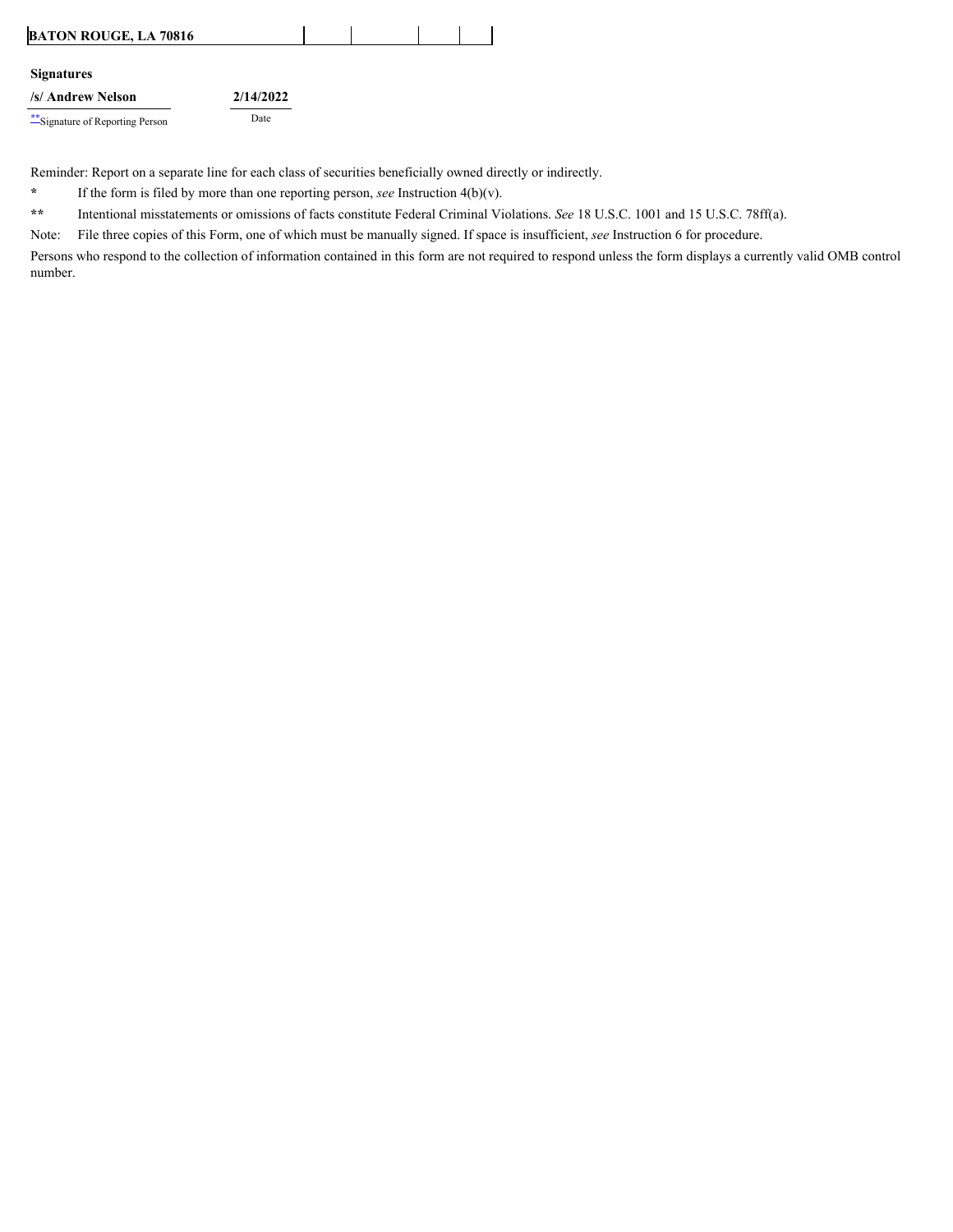| | | | | | |
|---|---|---|---|---|---|
| **BATON ROUGE, LA 70816** | | | | | |

**Signatures**

| | |
|---|---|
| **/s/ Andrew Nelson** | **2/14/2022** |
| ** Signature of Reporting Person | Date |

Reminder: Report on a separate line for each class of securities beneficially owned directly or indirectly.

* If the form is filed by more than one reporting person, *see* Instruction 4(b)(v).

** Intentional misstatements or omissions of facts constitute Federal Criminal Violations. *See* 18 U.S.C. 1001 and 15 U.S.C. 78ff(a).

Note: File three copies of this Form, one of which must be manually signed. If space is insufficient, *see* Instruction 6 for procedure.

Persons who respond to the collection of information contained in this form are not required to respond unless the form displays a currently valid OMB control number.